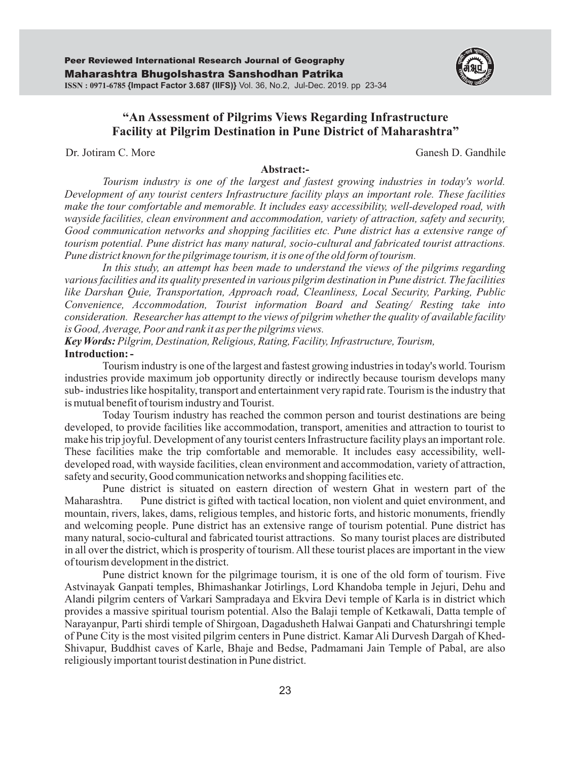# "An Assessment of Pilgrims Views Regarding Infrastructure Facility at Pilgrim Destination in Pune District of Maharashtra"

Dr. Jotiram C. More  Ganesh D. Gandhile

**Abstract:-**

*Tourism industry is one of the largest and fastest growing industries in today's world. Development of any tourist centers Infrastructure facility plays an important role. These facilities make the tour comfortable and memorable. It includes easy accessibility, well-developed road, with wayside facilities, clean environment and accommodation, variety of attraction, safety and security, Good communication networks and shopping facilities etc. Pune district has a extensive range of tourism potential. Pune district has many natural, socio-cultural and fabricated tourist attractions. Pune district known for the pilgrimage tourism, it is one of the old form of tourism.*

*In this study, an attempt has been made to understand the views of the pilgrims regarding various facilities and its quality presented in various pilgrim destination in Pune district. The facilities like Darshan Quie, Transportation, Approach road, Cleanliness, Local Security, Parking, Public Convenience, Accommodation, Tourist information Board and Seating/ Resting take into consideration. Researcher has attempt to the views of pilgrim whether the quality of available facility is Good, Average, Poor and rank it as per the pilgrims views.*

***Key Words:*** *Pilgrim, Destination, Religious, Rating, Facility, Infrastructure, Tourism,*

**Introduction: -**

Tourism industry is one of the largest and fastest growing industries in today's world. Tourism industries provide maximum job opportunity directly or indirectly because tourism develops many sub- industries like hospitality, transport and entertainment very rapid rate. Tourism is the industry that is mutual benefit of tourism industry and Tourist.

Today Tourism industry has reached the common person and tourist destinations are being developed, to provide facilities like accommodation, transport, amenities and attraction to tourist to make his trip joyful. Development of any tourist centers Infrastructure facility plays an important role. These facilities make the trip comfortable and memorable. It includes easy accessibility, well-developed road, with wayside facilities, clean environment and accommodation, variety of attraction, safety and security, Good communication networks and shopping facilities etc.

Pune district is situated on eastern direction of western Ghat in western part of the Maharashtra. Pune district is gifted with tactical location, non violent and quiet environment, and mountain, rivers, lakes, dams, religious temples, and historic forts, and historic monuments, friendly and welcoming people. Pune district has an extensive range of tourism potential. Pune district has many natural, socio-cultural and fabricated tourist attractions. So many tourist places are distributed in all over the district, which is prosperity of tourism. All these tourist places are important in the view of tourism development in the district.

Pune district known for the pilgrimage tourism, it is one of the old form of tourism. Five Astvinayak Ganpati temples, Bhimashankar Jotirlings, Lord Khandoba temple in Jejuri, Dehu and Alandi pilgrim centers of Varkari Sampradaya and Ekvira Devi temple of Karla is in district which provides a massive spiritual tourism potential. Also the Balaji temple of Ketkawali, Datta temple of Narayanpur, Parti shirdi temple of Shirgoan, Dagadusheth Halwai Ganpati and Chaturshringi temple of Pune City is the most visited pilgrim centers in Pune district. Kamar Ali Durvesh Dargah of Khed-Shivapur, Buddhist caves of Karle, Bhaje and Bedse, Padmamani Jain Temple of Pabal, are also religiously important tourist destination in Pune district.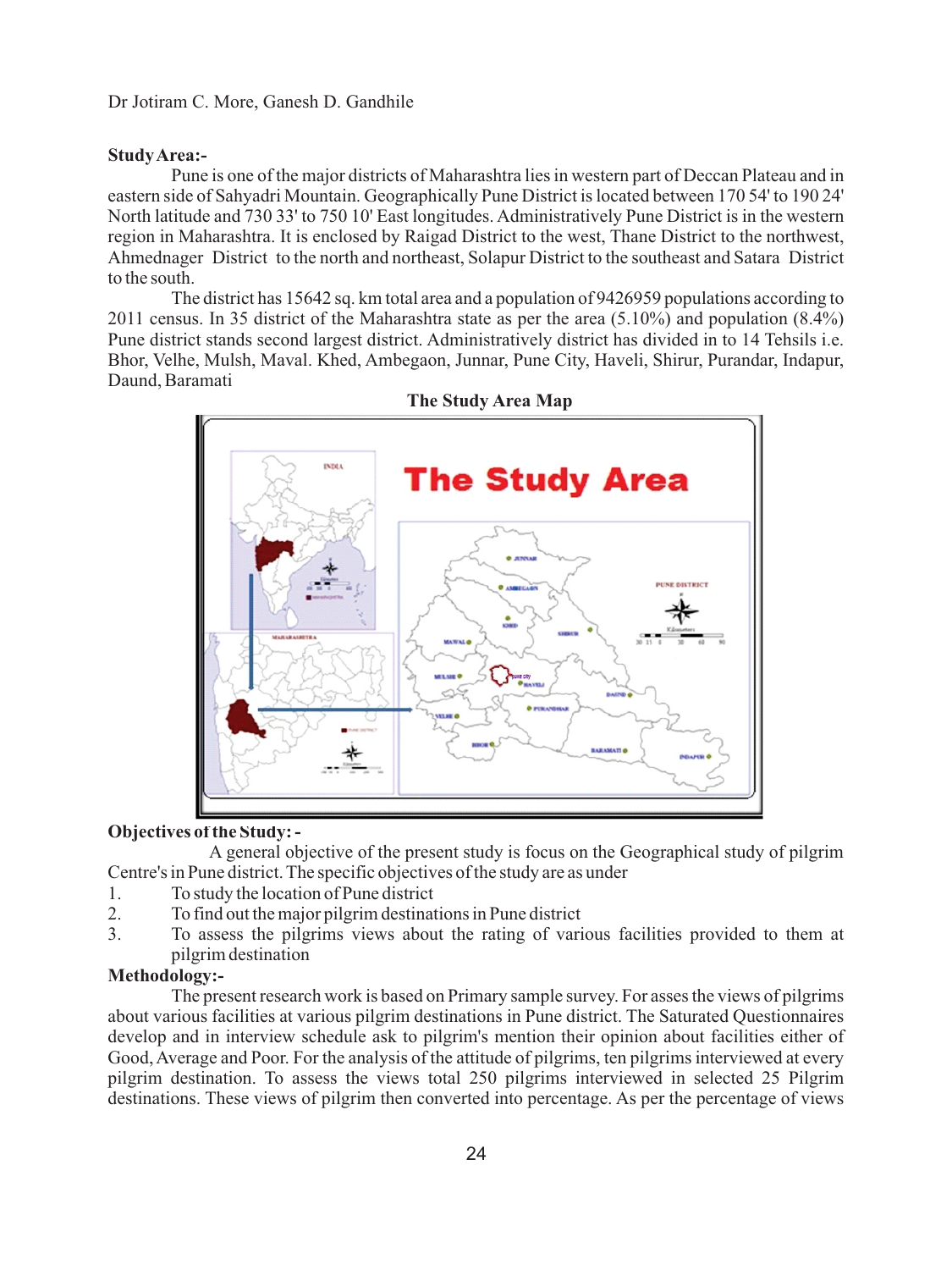## Study Area:-

Pune is one of the major districts of Maharashtra lies in western part of Deccan Plateau and in eastern side of Sahyadri Mountain. Geographically Pune District is located between 170 54' to 190 24' North latitude and 730 33' to 750 10' East longitudes. Administratively Pune District is in the western region in Maharashtra. It is enclosed by Raigad District to the west, Thane District to the northwest, Ahmednager District to the north and northeast, Solapur District to the southeast and Satara District to the south.

The district has 15642 sq. km total area and a population of 9426959 populations according to 2011 census. In 35 district of the Maharashtra state as per the area (5.10%) and population (8.4%) Pune district stands second largest district. Administratively district has divided in to 14 Tehsils i.e. Bhor, Velhe, Mulsh, Maval. Khed, Ambegaon, Junnar, Pune City, Haveli, Shirur, Purandar, Indapur, Daund, Baramati

**The Study Area Map**

## Objectives of the Study: -

A general objective of the present study is focus on the Geographical study of pilgrim Centre's in Pune district. The specific objectives of the study are as under

1. To study the location of Pune district
2. To find out the major pilgrim destinations in Pune district
3. To assess the pilgrims views about the rating of various facilities provided to them at pilgrim destination

## Methodology:-

The present research work is based on Primary sample survey. For asses the views of pilgrims about various facilities at various pilgrim destinations in Pune district. The Saturated Questionnaires develop and in interview schedule ask to pilgrim's mention their opinion about facilities either of Good, Average and Poor. For the analysis of the attitude of pilgrims, ten pilgrims interviewed at every pilgrim destination. To assess the views total 250 pilgrims interviewed in selected 25 Pilgrim destinations. These views of pilgrim then converted into percentage. As per the percentage of views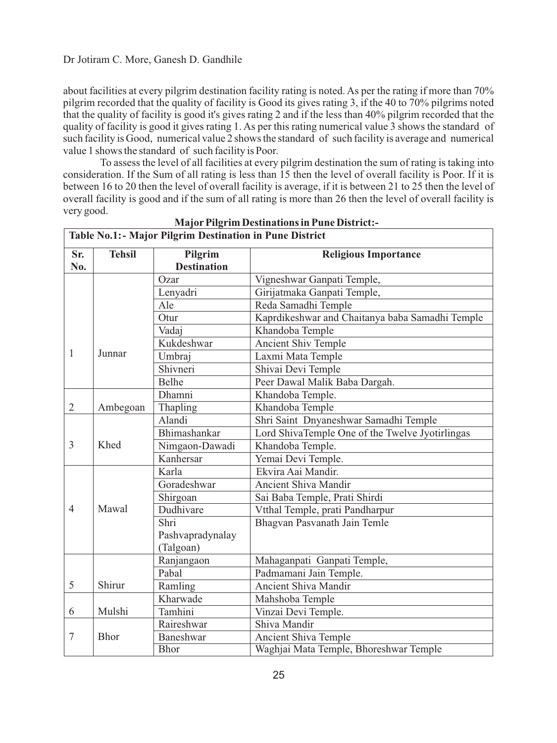about facilities at every pilgrim destination facility rating is noted. As per the rating if more than 70% pilgrim recorded that the quality of facility is Good its gives rating 3, if the 40 to 70% pilgrims noted that the quality of facility is good it's gives rating 2 and if the less than 40% pilgrim recorded that the quality of facility is good it gives rating 1. As per this rating numerical value 3 shows the standard of such facility is Good, numerical value 2 shows the standard of such facility is average and numerical value 1 shows the standard of such facility is Poor.

To assess the level of all facilities at every pilgrim destination the sum of rating is taking into consideration. If the Sum of all rating is less than 15 then the level of overall facility is Poor. If it is between 16 to 20 then the level of overall facility is average, if it is between 21 to 25 then the level of overall facility is good and if the sum of all rating is more than 26 then the level of overall facility is very good.

**Major Pilgrim Destinations in Pune District:-**

**Table No.1:- Major Pilgrim Destination in Pune District**

| Sr. No. | Tehsil | Pilgrim Destination | Religious Importance |
|---|---|---|---|
| 1 | Junnar | Ozar | Vigneshwar Ganpati Temple, |
| | | Lenyadri | Girijatmaka Ganpati Temple, |
| | | Ale | Reda Samadhi Temple |
| | | Otur | Kaprdikeshwar and Chaitanya baba Samadhi Temple |
| | | Vadaj | Khandoba Temple |
| | | Kukdeshwar | Ancient Shiv Temple |
| | | Umbraj | Laxmi Mata Temple |
| | | Shivneri | Shivai Devi Temple |
| | | Belhe | Peer Dawal Malik Baba Dargah. |
| 2 | Ambegoan | Dhamni | Khandoba Temple. |
| | | Thapling | Khandoba Temple |
| 3 | Khed | Alandi | Shri Saint Dnyaneshwar Samadhi Temple |
| | | Bhimashankar | Lord ShivaTemple One of the Twelve Jyotirlingas |
| | | Nimgaon-Dawadi | Khandoba Temple. |
| | | Kanhersar | Yemai Devi Temple. |
| 4 | Mawal | Karla | Ekvira Aai Mandir. |
| | | Goradeshwar | Ancient Shiva Mandir |
| | | Shirgoan | Sai Baba Temple, Prati Shirdi |
| | | Dudhivare | Vtthal Temple, prati Pandharpur |
| | | Shri Pashvapradynalay (Talgoan) | Bhagvan Pasvanath Jain Temle |
| 5 | Shirur | Ranjangaon | Mahaganpati Ganpati Temple, |
| | | Pabal | Padmamani Jain Temple. |
| | | Ramling | Ancient Shiva Mandir |
| 6 | Mulshi | Kharwade | Mahshoba Temple |
| | | Tamhini | Vinzai Devi Temple. |
| 7 | Bhor | Raireshwar | Shiva Mandir |
| | | Baneshwar | Ancient Shiva Temple |
| | | Bhor | Waghjai Mata Temple, Bhoreshwar Temple |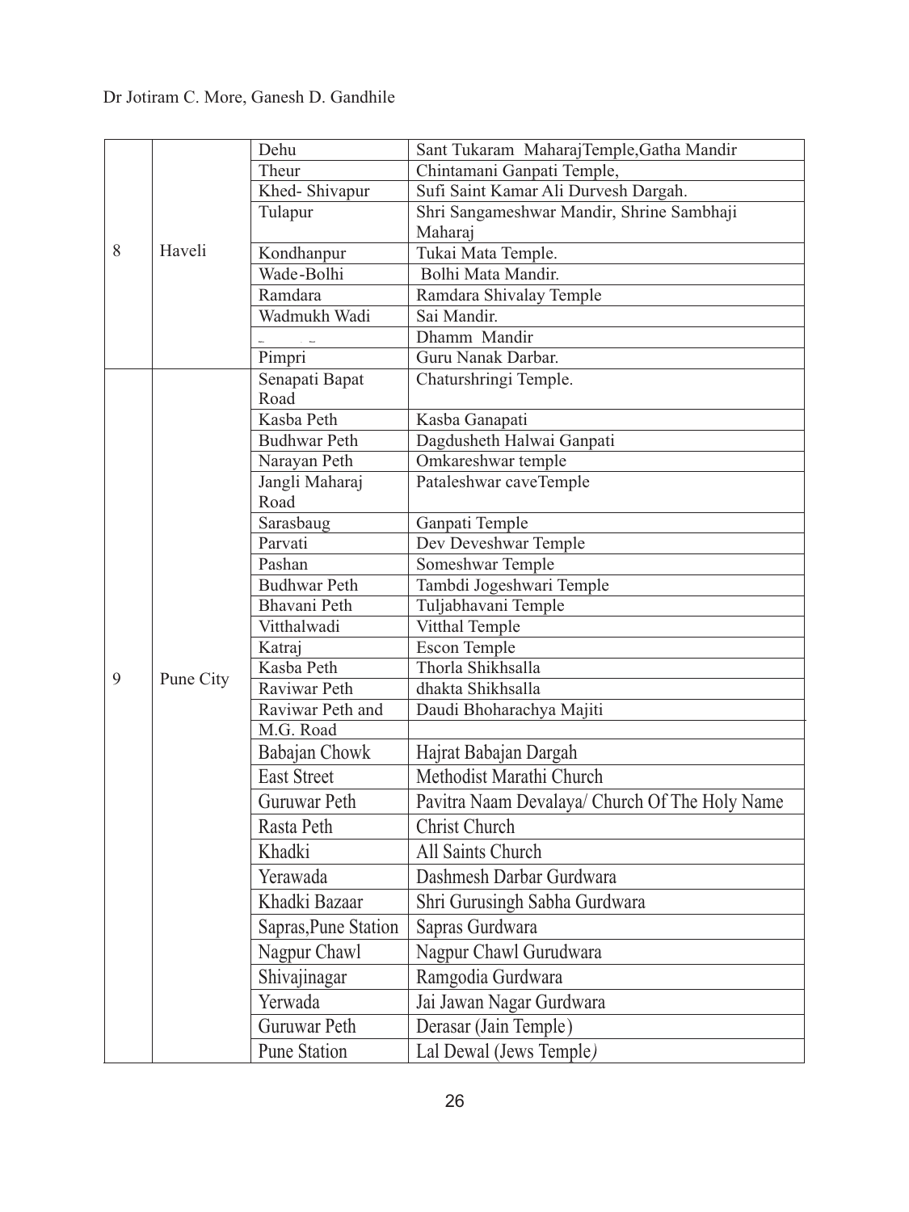| 8 | Haveli | Dehu | Sant Tukaram MaharajTemple,Gatha Mandir |
|---|---|---|---|
| | | Theur | Chintamani Ganpati Temple, |
| | | Khed- Shivapur | Sufi Saint Kamar Ali Durvesh Dargah. |
| | | Tulapur | Shri Sangameshwar Mandir, Shrine Sambhaji Maharaj |
| | | Kondhanpur | Tukai Mata Temple. |
| | | Wade-Bolhi | Bolhi Mata Mandir. |
| | | Ramdara | Ramdara Shivalay Temple |
| | | Wadmukh Wadi | Sai Mandir. |
| | | | Dhamm Mandir |
| | | Pimpri | Guru Nanak Darbar. |
| 9 | Pune City | Senapati Bapat Road | Chatursringi Temple. |
| | | Kasba Peth | Kasba Ganapati |
| | | Budhwar Peth | Dagdusheth Halwai Ganpati |
| | | Narayan Peth | Omkareshwar temple |
| | | Jangli Maharaj Road | Pataleshwar caveTemple |
| | | Sarasbaug | Ganpati Temple |
| | | Parvati | Dev Deveshwar Temple |
| | | Pashan | Someshwar Temple |
| | | Budhwar Peth | Tambdi Jogeshwari Temple |
| | | Bhavani Peth | Tuljabhavani Temple |
| | | Vitthalwadi | Vitthal Temple |
| | | Katraj | Escon Temple |
| | | Kasba Peth | Thorla Shikhsalla |
| | | Raviwar Peth | dhakta Shikhsalla |
| | | Raviwar Peth and | Daudi Bhoharachya Majiti |
| | | M.G. Road | |
| | | Babajan Chowk | Hajrat Babajan Dargah |
| | | East Street | Methodist Marathi Church |
| | | Guruwar Peth | Pavitra Naam Devalaya/ Church Of The Holy Name |
| | | Rasta Peth | Christ Church |
| | | Khadki | All Saints Church |
| | | Yerawada | Dashmesh Darbar Gurdwara |
| | | Khadki Bazaar | Shri Gurusingh Sabha Gurdwara |
| | | Sapras,Pune Station | Sapras Gurdwara |
| | | Nagpur Chawl | Nagpur Chawl Gurudwara |
| | | Shivajinagar | Ramgodia Gurdwara |
| | | Yerwada | Jai Jawan Nagar Gurdwara |
| | | Guruwar Peth | Derasar (Jain Temple) |
| | | Pune Station | Lal Dewal (Jews Temple) |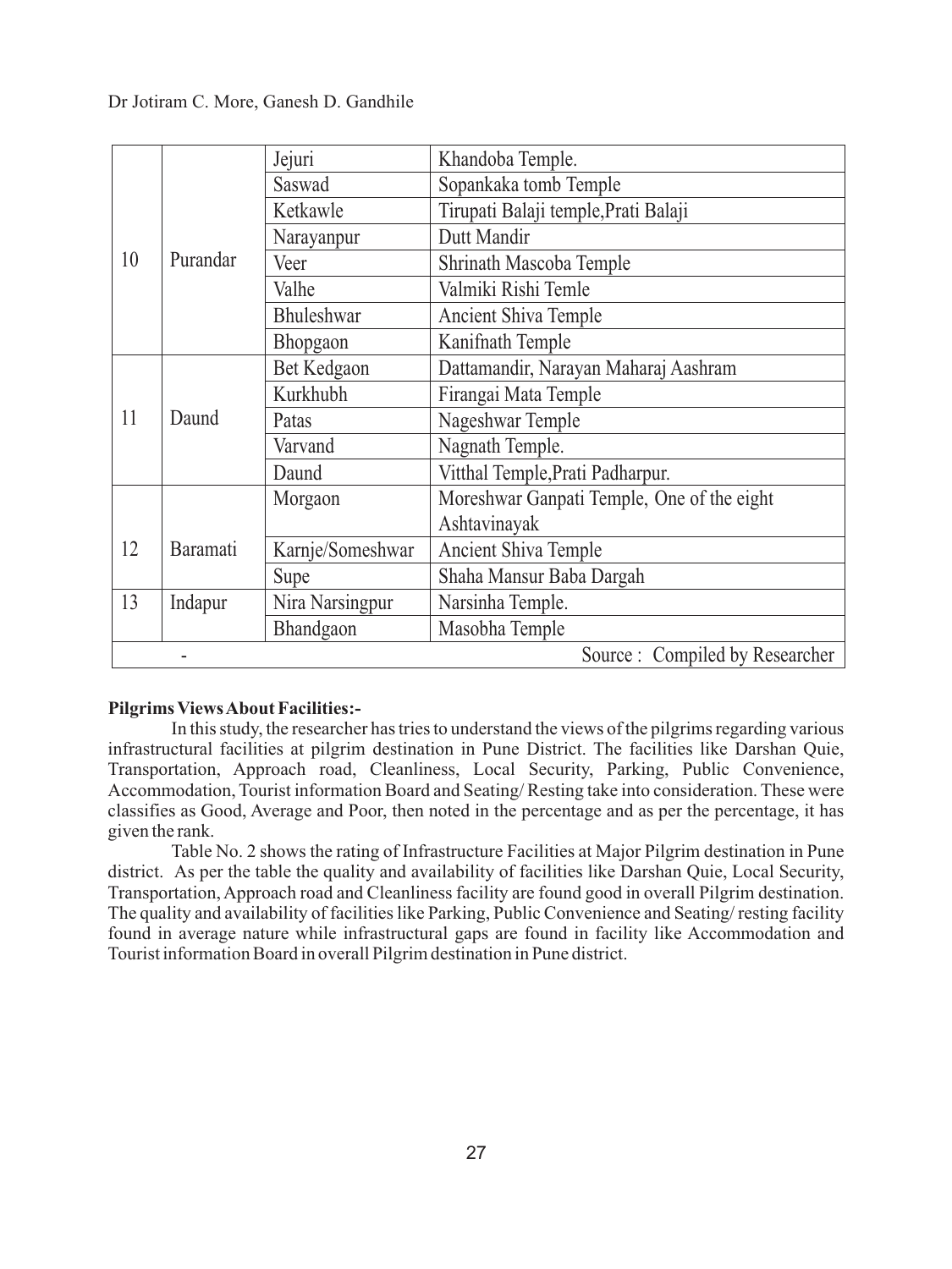| | | | |
|---|---|---|---|
| 10 | Purandar | Jejuri | Khandoba Temple. |
| | | Saswad | Sopankaka tomb Temple |
| | | Ketkawle | Tirupati Balaji temple,Prati Balaji |
| | | Narayanpur | Dutt Mandir |
| | | Veer | Shrinath Mascoba Temple |
| | | Valhe | Valmiki Rishi Temle |
| | | Bhuleshwar | Ancient Shiva Temple |
| | | Bhopgaon | Kanifnath Temple |
| 11 | Daund | Bet Kedgaon | Dattamandir, Narayan Maharaj Aashram |
| | | Kurkhubh | Firangai Mata Temple |
| | | Patas | Nageshwar Temple |
| | | Varvand | Nagnath Temple. |
| | | Daund | Vitthal Temple,Prati Padharpur. |
| 12 | Baramati | Morgaon | Moreshwar Ganpati Temple, One of the eight Ashtavinayak |
| | | Karnje/Someshwar | Ancient Shiva Temple |
| | | Supe | Shaha Mansur Baba Dargah |
| 13 | Indapur | Nira Narsingpur | Narsinha Temple. |
| | | Bhandgaon | Masobha Temple |
| - | | | Source : Compiled by Researcher |

**Pilgrims Views About Facilities:-**

In this study, the researcher has tries to understand the views of the pilgrims regarding various infrastructural facilities at pilgrim destination in Pune District. The facilities like Darshan Quie, Transportation, Approach road, Cleanliness, Local Security, Parking, Public Convenience, Accommodation, Tourist information Board and Seating/ Resting take into consideration. These were classifies as Good, Average and Poor, then noted in the percentage and as per the percentage, it has given the rank.

Table No. 2 shows the rating of Infrastructure Facilities at Major Pilgrim destination in Pune district. As per the table the quality and availability of facilities like Darshan Quie, Local Security, Transportation, Approach road and Cleanliness facility are found good in overall Pilgrim destination. The quality and availability of facilities like Parking, Public Convenience and Seating/ resting facility found in average nature while infrastructural gaps are found in facility like Accommodation and Tourist information Board in overall Pilgrim destination in Pune district.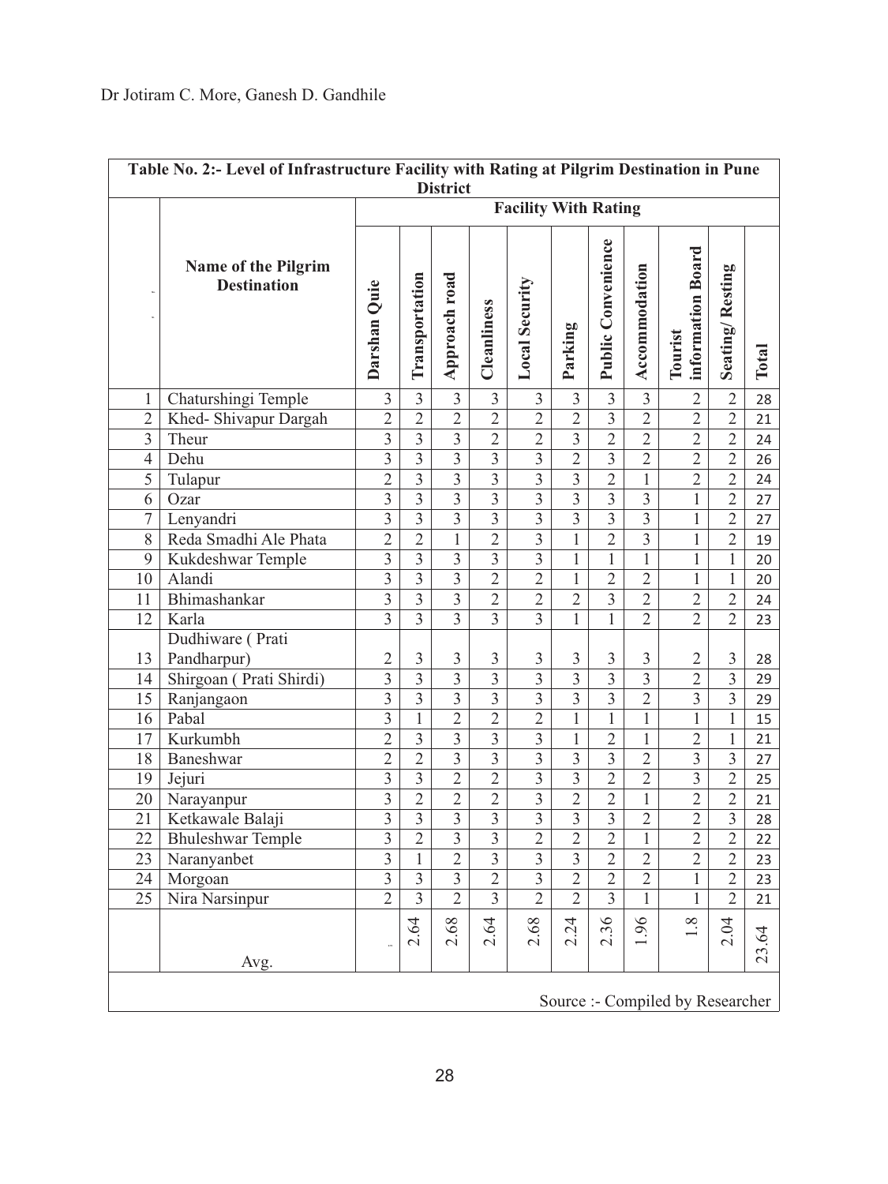| Table No. 2:- Level of Infrastructure Facility with Rating at Pilgrim Destination in Pune District | | | | | | | | | | | | |
|---|---|---|---|---|---|---|---|---|---|---|---|---|
| | Name of the Pilgrim Destination | Facility With Rating | | | | | | | | | | |
| | | Darshan Quie | Transportation | Approach road | Cleanliness | Local Security | Parking | Public Convenience | Accommodation | Tourist information Board | Seating/ Resting | Total |
| 1 | Chaturshingi Temple | 3 | 3 | 3 | 3 | 3 | 3 | 3 | 3 | 2 | 2 | 28 |
| 2 | Khed- Shivapur Dargah | 2 | 2 | 2 | 2 | 2 | 2 | 3 | 2 | 2 | 2 | 21 |
| 3 | Theur | 3 | 3 | 3 | 2 | 2 | 3 | 2 | 2 | 2 | 2 | 24 |
| 4 | Dehu | 3 | 3 | 3 | 3 | 3 | 2 | 3 | 2 | 2 | 2 | 26 |
| 5 | Tulapur | 2 | 3 | 3 | 3 | 3 | 3 | 2 | 1 | 2 | 2 | 24 |
| 6 | Ozar | 3 | 3 | 3 | 3 | 3 | 3 | 3 | 3 | 1 | 2 | 27 |
| 7 | Lenyandri | 3 | 3 | 3 | 3 | 3 | 3 | 3 | 3 | 1 | 2 | 27 |
| 8 | Reda Smadhi Ale Phata | 2 | 2 | 1 | 2 | 3 | 1 | 2 | 3 | 1 | 2 | 19 |
| 9 | Kukdeshwar Temple | 3 | 3 | 3 | 3 | 3 | 1 | 1 | 1 | 1 | 1 | 20 |
| 10 | Alandi | 3 | 3 | 3 | 2 | 2 | 1 | 2 | 2 | 1 | 1 | 20 |
| 11 | Bhimashankar | 3 | 3 | 3 | 2 | 2 | 2 | 3 | 2 | 2 | 2 | 24 |
| 12 | Karla | 3 | 3 | 3 | 3 | 3 | 1 | 1 | 2 | 2 | 2 | 23 |
| 13 | Dudhiware ( Prati Pandharpur) | 2 | 3 | 3 | 3 | 3 | 3 | 3 | 3 | 2 | 3 | 28 |
| 14 | Shirgoan ( Prati Shirdi) | 3 | 3 | 3 | 3 | 3 | 3 | 3 | 3 | 2 | 3 | 29 |
| 15 | Ranjangaon | 3 | 3 | 3 | 3 | 3 | 3 | 3 | 2 | 3 | 3 | 29 |
| 16 | Pabal | 3 | 1 | 2 | 2 | 2 | 1 | 1 | 1 | 1 | 1 | 15 |
| 17 | Kurkumbh | 2 | 3 | 3 | 3 | 3 | 1 | 2 | 1 | 2 | 1 | 21 |
| 18 | Baneshwar | 2 | 2 | 3 | 3 | 3 | 3 | 3 | 2 | 3 | 3 | 27 |
| 19 | Jejuri | 3 | 3 | 2 | 2 | 3 | 3 | 2 | 2 | 3 | 2 | 25 |
| 20 | Narayanpur | 3 | 2 | 2 | 2 | 3 | 2 | 2 | 1 | 2 | 2 | 21 |
| 21 | Ketkawale Balaji | 3 | 3 | 3 | 3 | 3 | 3 | 3 | 2 | 2 | 3 | 28 |
| 22 | Bhuleshwar Temple | 3 | 2 | 3 | 3 | 2 | 2 | 2 | 1 | 2 | 2 | 22 |
| 23 | Naranyanbet | 3 | 1 | 2 | 3 | 3 | 3 | 2 | 2 | 2 | 2 | 23 |
| 24 | Morgoan | 3 | 3 | 3 | 2 | 3 | 2 | 2 | 2 | 1 | 2 | 23 |
| 25 | Nira Narsinpur | 2 | 3 | 2 | 3 | 2 | 2 | 3 | 1 | 1 | 2 | 21 |
| | Avg. | | 2.64 | 2.68 | 2.64 | 2.68 | 2.24 | 2.36 | 1.96 | 1.8 | 2.04 | 23.64 |

Source :- Compiled by Researcher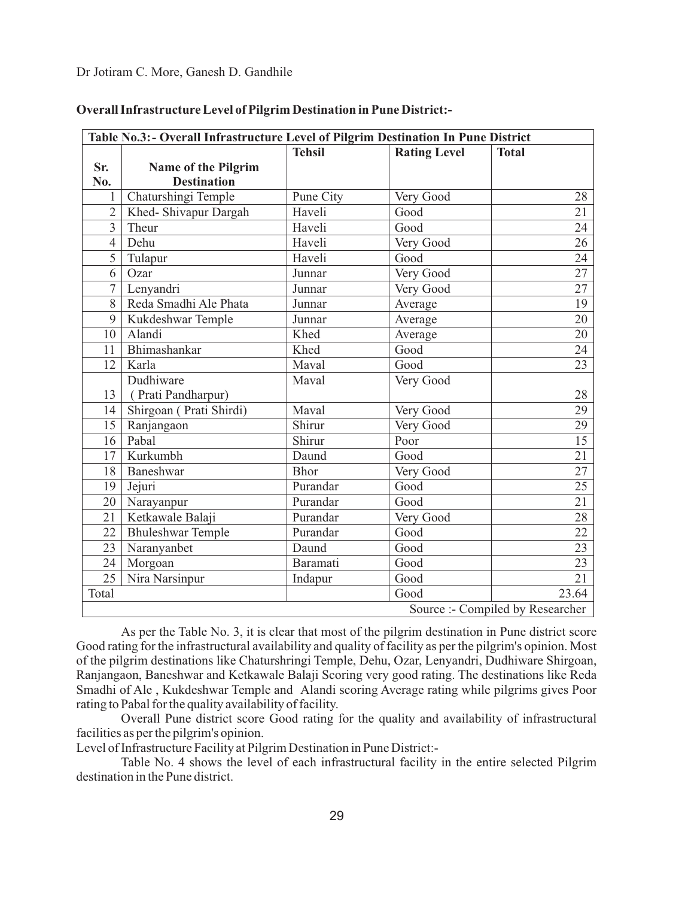**Overall Infrastructure Level of Pilgrim Destination in Pune District:-**

| Table No.3:- Overall Infrastructure Level of Pilgrim Destination In Pune District | | | | |
|---|---|---|---|---|
| Sr. No. | Name of the Pilgrim Destination | Tehsil | Rating Level | Total |
| 1 | Chaturshingi Temple | Pune City | Very Good | 28 |
| 2 | Khed- Shivapur Dargah | Haveli | Good | 21 |
| 3 | Theur | Haveli | Good | 24 |
| 4 | Dehu | Haveli | Very Good | 26 |
| 5 | Tulapur | Haveli | Good | 24 |
| 6 | Ozar | Junnar | Very Good | 27 |
| 7 | Lenyandri | Junnar | Very Good | 27 |
| 8 | Reda Smadhi Ale Phata | Junnar | Average | 19 |
| 9 | Kukdeshwar Temple | Junnar | Average | 20 |
| 10 | Alandi | Khed | Average | 20 |
| 11 | Bhimashankar | Khed | Good | 24 |
| 12 | Karla | Maval | Good | 23 |
| 13 | Dudhiware ( Prati Pandharpur) | Maval | Very Good | 28 |
| 14 | Shirgoan ( Prati Shirdi) | Maval | Very Good | 29 |
| 15 | Ranjangaon | Shirur | Very Good | 29 |
| 16 | Pabal | Shirur | Poor | 15 |
| 17 | Kurkumbh | Daund | Good | 21 |
| 18 | Baneshwar | Bhor | Very Good | 27 |
| 19 | Jejuri | Purandar | Good | 25 |
| 20 | Narayanpur | Purandar | Good | 21 |
| 21 | Ketkawale Balaji | Purandar | Very Good | 28 |
| 22 | Bhuleshwar Temple | Purandar | Good | 22 |
| 23 | Naranyanbet | Daund | Good | 23 |
| 24 | Morgoan | Baramati | Good | 23 |
| 25 | Nira Narsinpur | Indapur | Good | 21 |
| Total | | | Good | 23.64 |
| Source :- Compiled by Researcher | | | | |

As per the Table No. 3, it is clear that most of the pilgrim destination in Pune district score Good rating for the infrastructural availability and quality of facility as per the pilgrim's opinion. Most of the pilgrim destinations like Chaturshringi Temple, Dehu, Ozar, Lenyandri, Dudhiware Shirgoan, Ranjangaon, Baneshwar and Ketkawale Balaji Scoring very good rating. The destinations like Reda Smadhi of Ale , Kukdeshwar Temple and Alandi scoring Average rating while pilgrims gives Poor rating to Pabal for the quality availability of facility.

Overall Pune district score Good rating for the quality and availability of infrastructural facilities as per the pilgrim's opinion.

Level of Infrastructure Facility at Pilgrim Destination in Pune District:-

Table No. 4 shows the level of each infrastructural facility in the entire selected Pilgrim destination in the Pune district.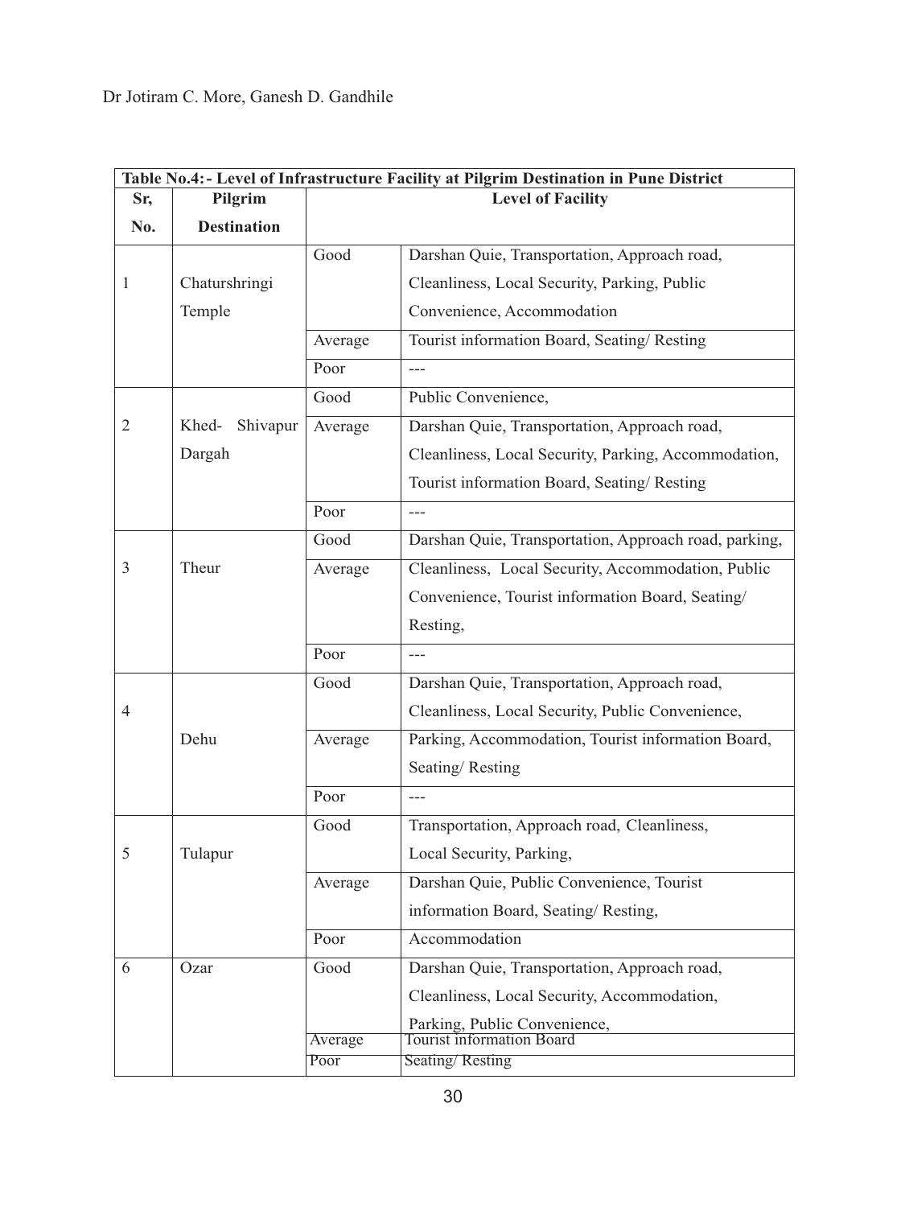**Table No.4:- Level of Infrastructure Facility at Pilgrim Destination in Pune District**

| Sr, No. | Pilgrim Destination | Level of Facility | |
|---|---|---|---|
| 1 | Chaturshringi Temple | Good | Darshan Quie, Transportation, Approach road, Cleanliness, Local Security, Parking, Public Convenience, Accommodation |
| | | Average | Tourist information Board, Seating/ Resting |
| | | Poor | --- |
| 2 | Khed- Shivapur Dargah | Good | Public Convenience, |
| | | Average | Darshan Quie, Transportation, Approach road, Cleanliness, Local Security, Parking, Accommodation, Tourist information Board, Seating/ Resting |
| | | Poor | --- |
| 3 | Theur | Good | Darshan Quie, Transportation, Approach road, parking, |
| | | Average | Cleanliness, Local Security, Accommodation, Public Convenience, Tourist information Board, Seating/ Resting, |
| | | Poor | --- |
| 4 | Dehu | Good | Darshan Quie, Transportation, Approach road, Cleanliness, Local Security, Public Convenience, |
| | | Average | Parking, Accommodation, Tourist information Board, Seating/ Resting |
| | | Poor | --- |
| 5 | Tulapur | Good | Transportation, Approach road, Cleanliness, Local Security, Parking, |
| | | Average | Darshan Quie, Public Convenience, Tourist information Board, Seating/ Resting, |
| | | Poor | Accommodation |
| 6 | Ozar | Good | Darshan Quie, Transportation, Approach road, Cleanliness, Local Security, Accommodation, Parking, Public Convenience, |
| | | Average | Tourist information Board |
| | | Poor | Seating/ Resting |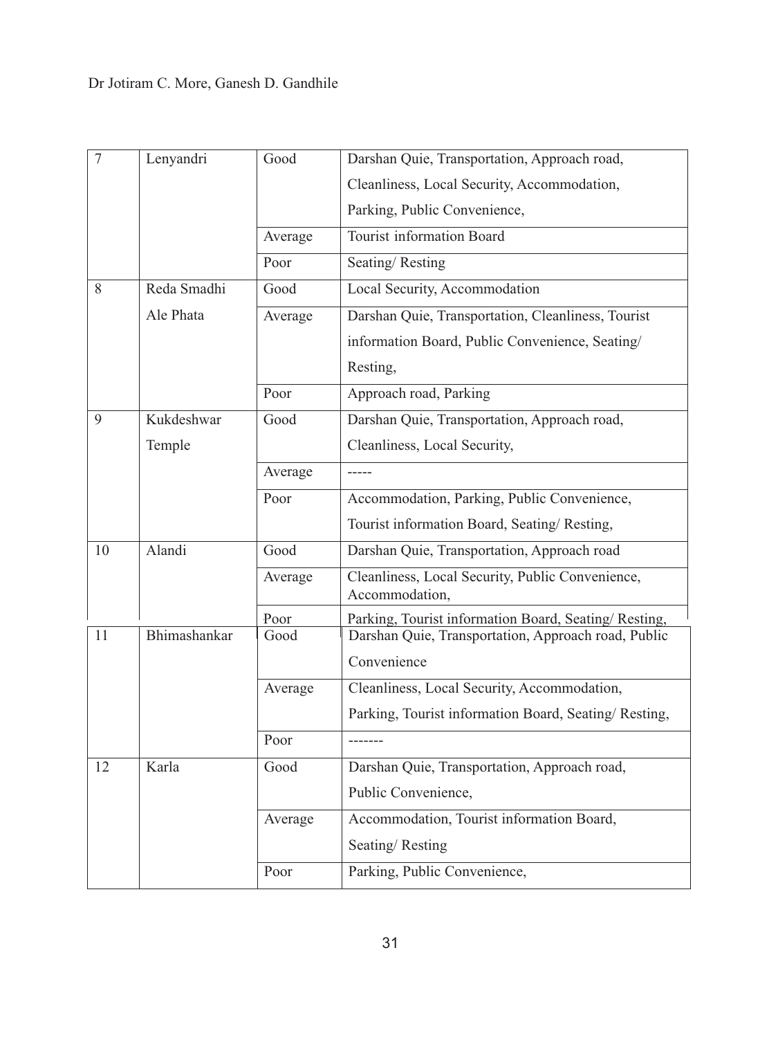| 7 | Lenyandri | Good | Darshan Quie, Transportation, Approach road, Cleanliness, Local Security, Accommodation, Parking, Public Convenience, |
|---|---|---|---|
| | | Average | Tourist information Board |
| | | Poor | Seating/ Resting |
| 8 | Reda Smadhi Ale Phata | Good | Local Security, Accommodation |
| | | Average | Darshan Quie, Transportation, Cleanliness, Tourist information Board, Public Convenience, Seating/ Resting, |
| | | Poor | Approach road, Parking |
| 9 | Kukdeshwar Temple | Good | Darshan Quie, Transportation, Approach road, Cleanliness, Local Security, |
| | | Average | ----- |
| | | Poor | Accommodation, Parking, Public Convenience, Tourist information Board, Seating/ Resting, |
| 10 | Alandi | Good | Darshan Quie, Transportation, Approach road |
| | | Average | Cleanliness, Local Security, Public Convenience, Accommodation, |
| | | Poor | Parking, Tourist information Board, Seating/ Resting, |
| 11 | Bhimashankar | Good | Darshan Quie, Transportation, Approach road, Public Convenience |
| | | Average | Cleanliness, Local Security, Accommodation, Parking, Tourist information Board, Seating/ Resting, |
| | | Poor | ------- |
| 12 | Karla | Good | Darshan Quie, Transportation, Approach road, Public Convenience, |
| | | Average | Accommodation, Tourist information Board, Seating/ Resting |
| | | Poor | Parking, Public Convenience, |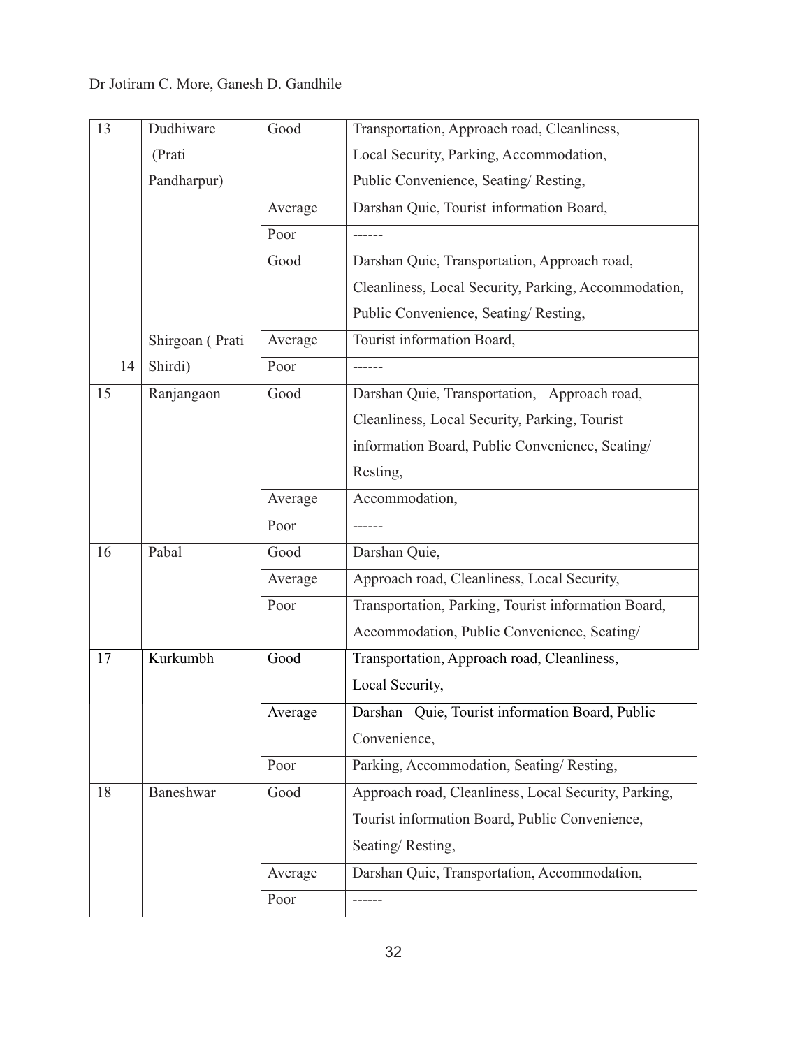| 13 | Dudhiware (Prati Pandharpur) | Good | Transportation, Approach road, Cleanliness, Local Security, Parking, Accommodation, Public Convenience, Seating/ Resting, |
|---|---|---|---|
| | | Average | Darshan Quie, Tourist information Board, |
| | | Poor | ------ |
| 14 | Shirgoan ( Prati Shirdi) | Good | Darshan Quie, Transportation, Approach road, Cleanliness, Local Security, Parking, Accommodation, Public Convenience, Seating/ Resting, |
| | | Average | Tourist information Board, |
| | | Poor | ------ |
| 15 | Ranjangaon | Good | Darshan Quie, Transportation, Approach road, Cleanliness, Local Security, Parking, Tourist information Board, Public Convenience, Seating/ Resting, |
| | | Average | Accommodation, |
| | | Poor | ------ |
| 16 | Pabal | Good | Darshan Quie, |
| | | Average | Approach road, Cleanliness, Local Security, |
| | | Poor | Transportation, Parking, Tourist information Board, Accommodation, Public Convenience, Seating/ |
| 17 | Kurkumbh | Good | Transportation, Approach road, Cleanliness, Local Security, |
| | | Average | Darshan Quie, Tourist information Board, Public Convenience, |
| | | Poor | Parking, Accommodation, Seating/ Resting, |
| 18 | Baneshwar | Good | Approach road, Cleanliness, Local Security, Parking, Tourist information Board, Public Convenience, Seating/ Resting, |
| | | Average | Darshan Quie, Transportation, Accommodation, |
| | | Poor | ------ |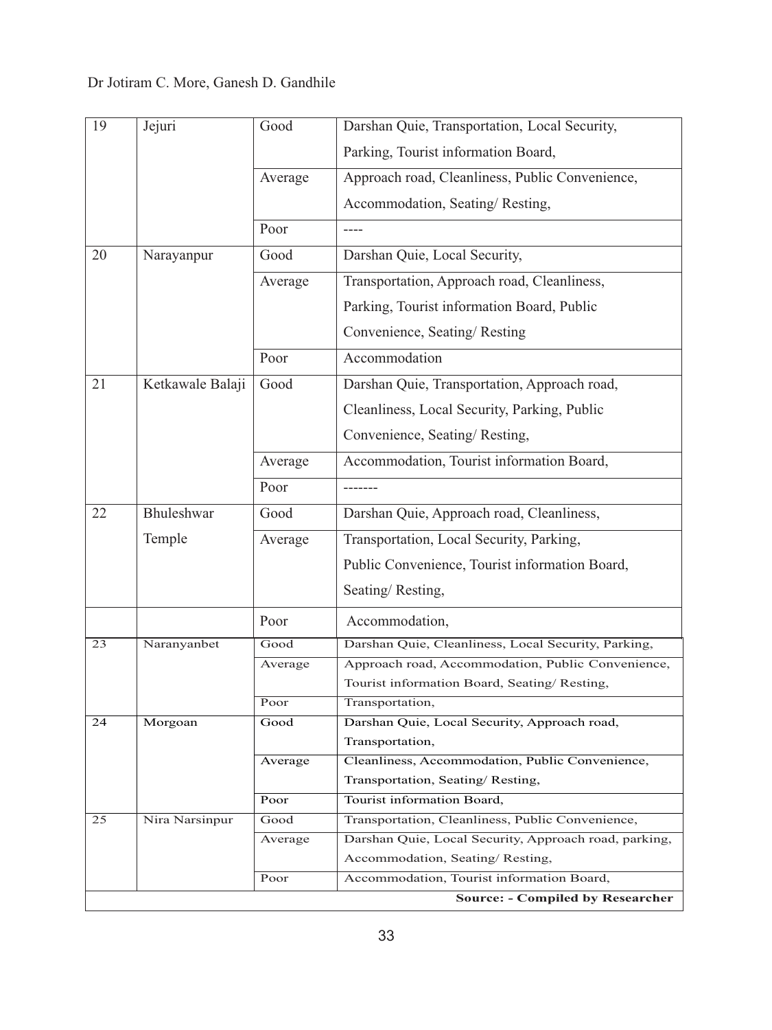| 19 | Jejuri | Good | Darshan Quie, Transportation, Local Security, Parking, Tourist information Board, |
|---|---|---|---|
| | | Average | Approach road, Cleanliness, Public Convenience, Accommodation, Seating/ Resting, |
| | | Poor | ---- |
| 20 | Narayanpur | Good | Darshan Quie, Local Security, |
| | | Average | Transportation, Approach road, Cleanliness, Parking, Tourist information Board, Public Convenience, Seating/ Resting |
| | | Poor | Accommodation |
| 21 | Ketkawale Balaji | Good | Darshan Quie, Transportation, Approach road, Cleanliness, Local Security, Parking, Public Convenience, Seating/ Resting, |
| | | Average | Accommodation, Tourist information Board, |
| | | Poor | ------- |
| 22 | Bhuleshwar Temple | Good | Darshan Quie, Approach road, Cleanliness, |
| | | Average | Transportation, Local Security, Parking, Public Convenience, Tourist information Board, Seating/ Resting, |
| | | Poor | Accommodation, |
| 23 | Naranyanbet | Good | Darshan Quie, Cleanliness, Local Security, Parking, |
| | | Average | Approach road, Accommodation, Public Convenience, Tourist information Board, Seating/ Resting, |
| | | Poor | Transportation, |
| 24 | Morgoan | Good | Darshan Quie, Local Security, Approach road, Transportation, |
| | | Average | Cleanliness, Accommodation, Public Convenience, Transportation, Seating/ Resting, |
| | | Poor | Tourist information Board, |
| 25 | Nira Narsinpur | Good | Transportation, Cleanliness, Public Convenience, |
| | | Average | Darshan Quie, Local Security, Approach road, parking, Accommodation, Seating/ Resting, |
| | | Poor | Accommodation, Tourist information Board, |

**Source: - Compiled by Researcher**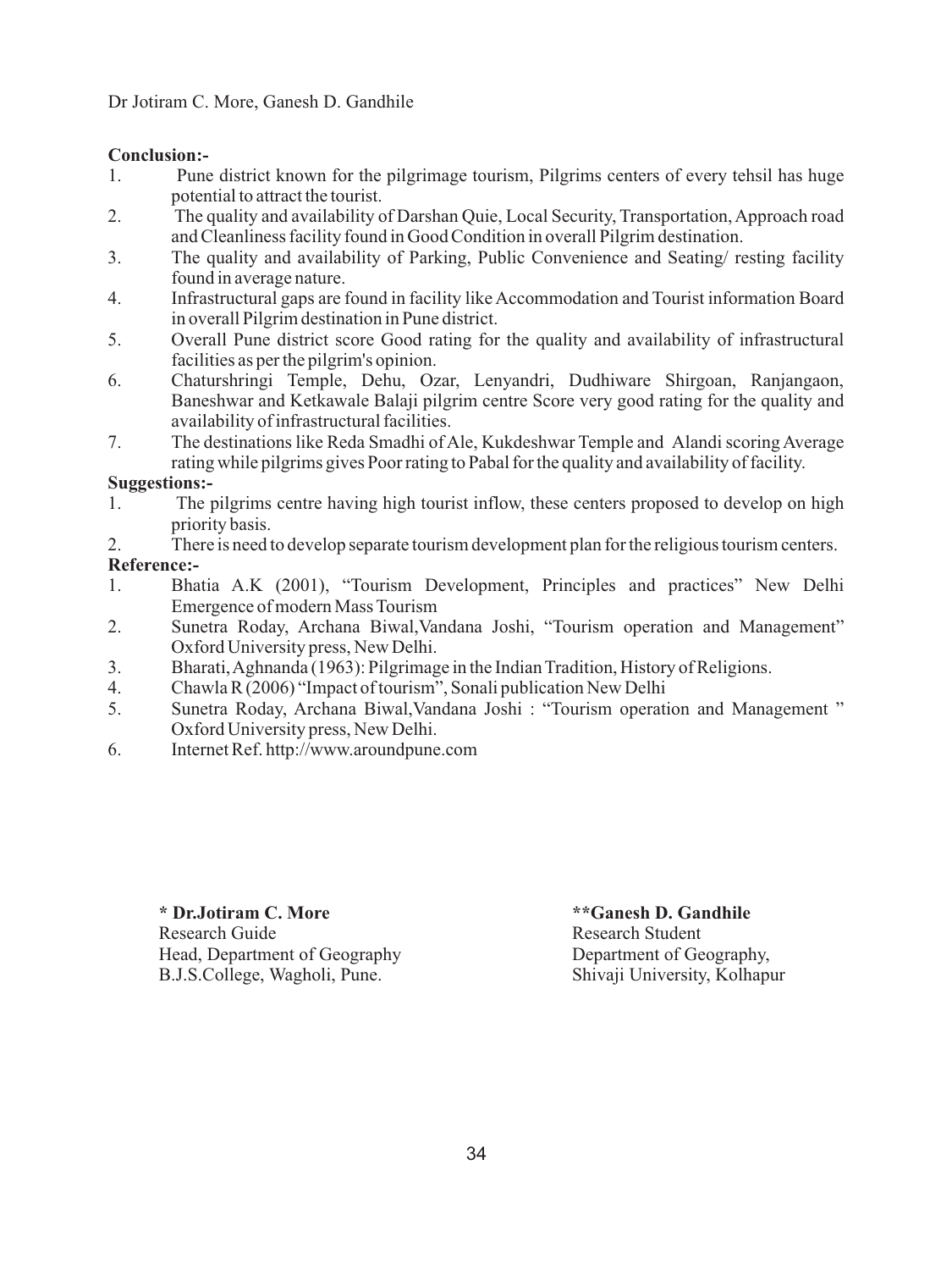**Conclusion:-**

1. Pune district known for the pilgrimage tourism, Pilgrims centers of every tehsil has huge potential to attract the tourist.
2. The quality and availability of Darshan Quie, Local Security, Transportation, Approach road and Cleanliness facility found in Good Condition in overall Pilgrim destination.
3. The quality and availability of Parking, Public Convenience and Seating/ resting facility found in average nature.
4. Infrastructural gaps are found in facility like Accommodation and Tourist information Board in overall Pilgrim destination in Pune district.
5. Overall Pune district score Good rating for the quality and availability of infrastructural facilities as per the pilgrim's opinion.
6. Chaturshringi Temple, Dehu, Ozar, Lenyandri, Dudhiware Shirgoan, Ranjangaon, Baneshwar and Ketkawale Balaji pilgrim centre Score very good rating for the quality and availability of infrastructural facilities.
7. The destinations like Reda Smadhi of Ale, Kukdeshwar Temple and Alandi scoring Average rating while pilgrims gives Poor rating to Pabal for the quality and availability of facility.

**Suggestions:-**

1. The pilgrims centre having high tourist inflow, these centers proposed to develop on high priority basis.
2. There is need to develop separate tourism development plan for the religious tourism centers.

**Reference:-**

1. Bhatia A.K (2001), "Tourism Development, Principles and practices" New Delhi Emergence of modern Mass Tourism
2. Sunetra Roday, Archana Biwal,Vandana Joshi, "Tourism operation and Management" Oxford University press, New Delhi.
3. Bharati, Aghnanda (1963): Pilgrimage in the Indian Tradition, History of Religions.
4. Chawla R (2006) "Impact of tourism", Sonali publication New Delhi
5. Sunetra Roday, Archana Biwal,Vandana Joshi : "Tourism operation and Management " Oxford University press, New Delhi.
6. Internet Ref. http://www.aroundpune.com

**\* Dr.Jotiram C. More**
Research Guide
Head, Department of Geography
B.J.S.College, Wagholi, Pune.

**\*\*Ganesh D. Gandhile**
Research Student
Department of Geography,
Shivaji University, Kolhapur